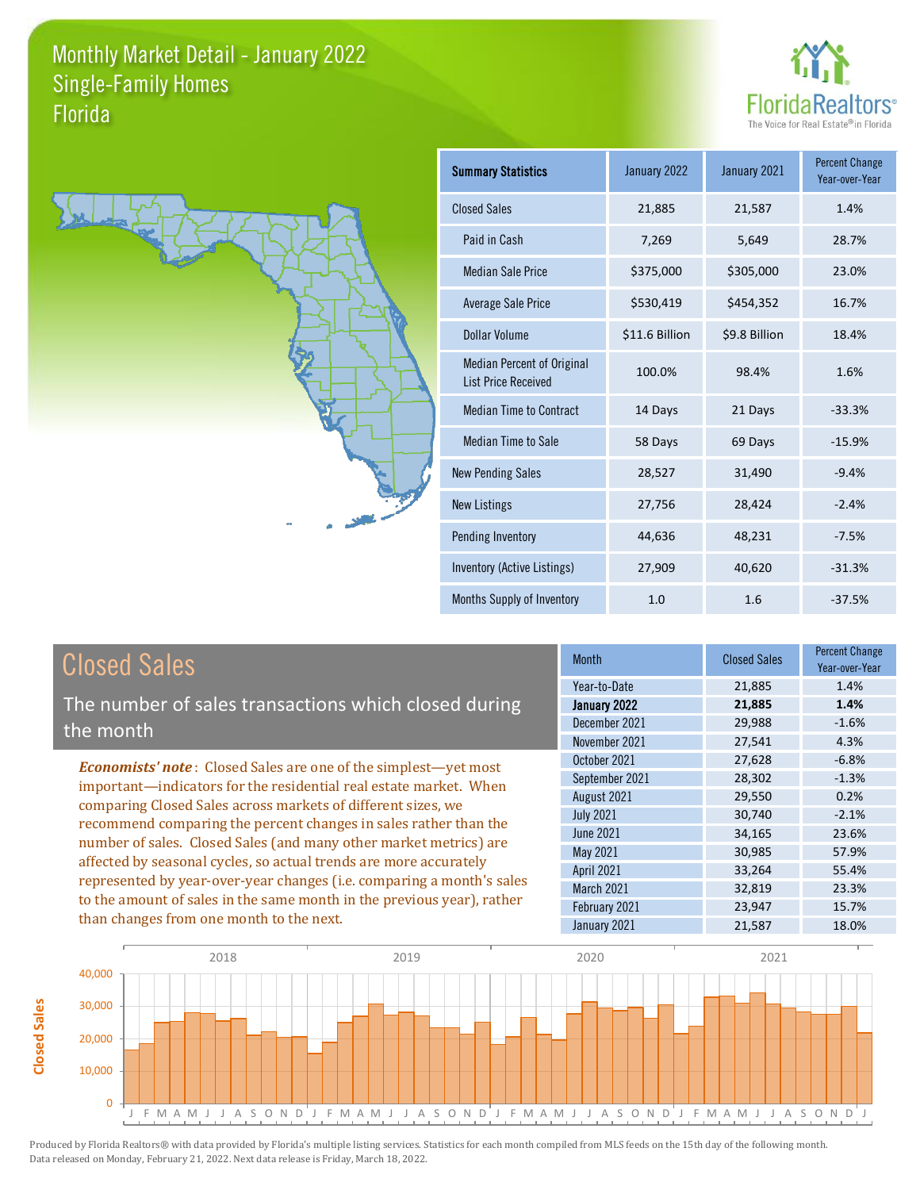# Monthly Market Detail - January 2022
## Single-Family Homes
## Florida

FloridaRealtors® The Voice for Real Estate® in Florida

| Summary Statistics | January 2022 | January 2021 | Percent Change Year-over-Year |
|---|---|---|---|
| Closed Sales | 21,885 | 21,587 | 1.4% |
| Paid in Cash | 7,269 | 5,649 | 28.7% |
| Median Sale Price | $375,000 | $305,000 | 23.0% |
| Average Sale Price | $530,419 | $454,352 | 16.7% |
| Dollar Volume | $11.6 Billion | $9.8 Billion | 18.4% |
| Median Percent of Original List Price Received | 100.0% | 98.4% | 1.6% |
| Median Time to Contract | 14 Days | 21 Days | -33.3% |
| Median Time to Sale | 58 Days | 69 Days | -15.9% |
| New Pending Sales | 28,527 | 31,490 | -9.4% |
| New Listings | 27,756 | 28,424 | -2.4% |
| Pending Inventory | 44,636 | 48,231 | -7.5% |
| Inventory (Active Listings) | 27,909 | 40,620 | -31.3% |
| Months Supply of Inventory | 1.0 | 1.6 | -37.5% |

## Closed Sales

The number of sales transactions which closed during the month

*Economists' note*: Closed Sales are one of the simplest—yet most important—indicators for the residential real estate market. When comparing Closed Sales across markets of different sizes, we recommend comparing the percent changes in sales rather than the number of sales. Closed Sales (and many other market metrics) are affected by seasonal cycles, so actual trends are more accurately represented by year-over-year changes (i.e. comparing a month's sales to the amount of sales in the same month in the previous year), rather than changes from one month to the next.

| Month | Closed Sales | Percent Change Year-over-Year |
|---|---|---|
| Year-to-Date | 21,885 | 1.4% |
| **January 2022** | **21,885** | **1.4%** |
| December 2021 | 29,988 | -1.6% |
| November 2021 | 27,541 | 4.3% |
| October 2021 | 27,628 | -6.8% |
| September 2021 | 28,302 | -1.3% |
| August 2021 | 29,550 | 0.2% |
| July 2021 | 30,740 | -2.1% |
| June 2021 | 34,165 | 23.6% |
| May 2021 | 30,985 | 57.9% |
| April 2021 | 33,264 | 55.4% |
| March 2021 | 32,819 | 23.3% |
| February 2021 | 23,947 | 15.7% |
| January 2021 | 21,587 | 18.0% |

Produced by Florida Realtors® with data provided by Florida's multiple listing services. Statistics for each month compiled from MLS feeds on the 15th day of the following month. Data released on Monday, February 21, 2022. Next data release is Friday, March 18, 2022.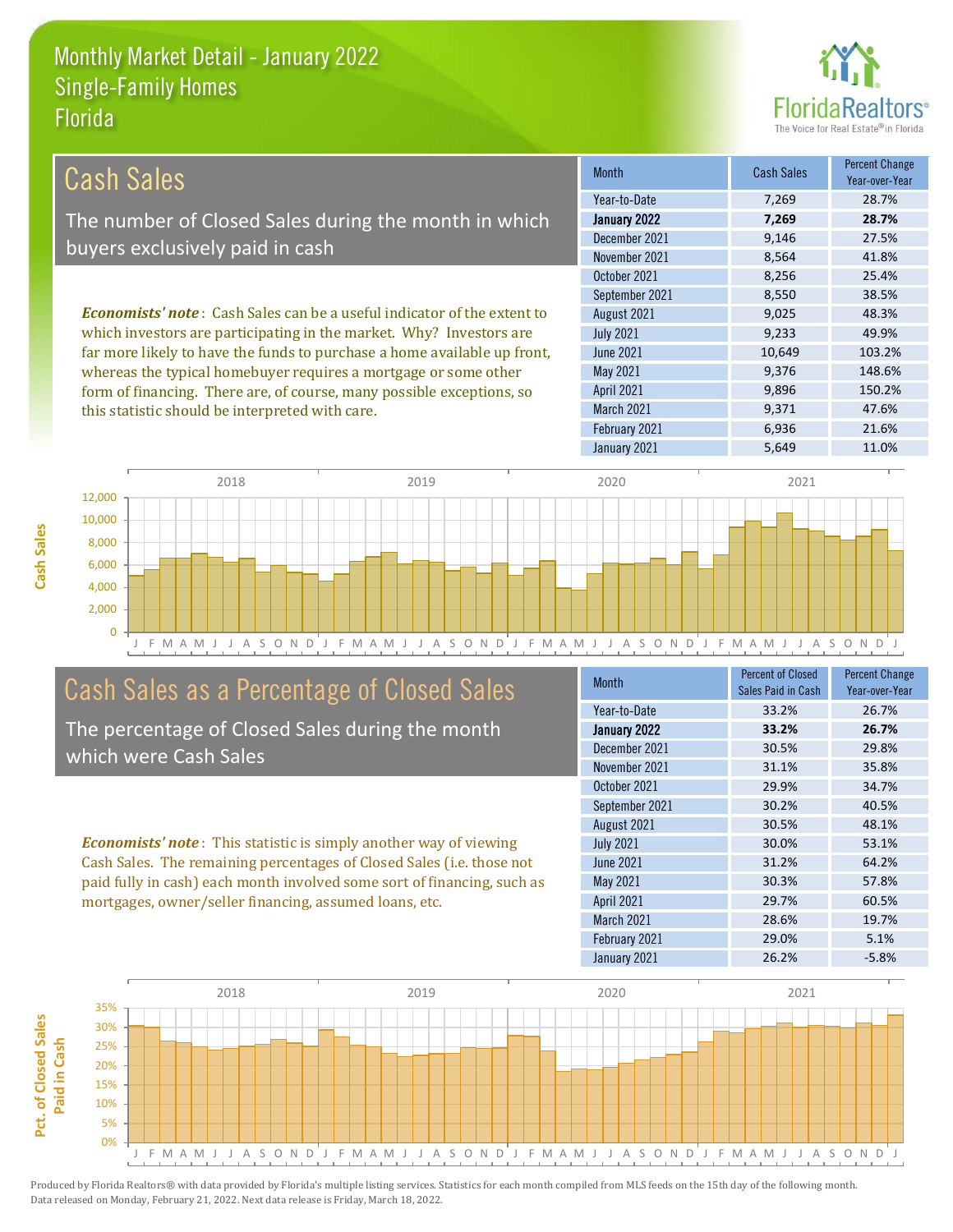# Monthly Market Detail - January 2022
## Single-Family Homes
## Florida

## Cash Sales

The number of Closed Sales during the month in which buyers exclusively paid in cash

***Economists' note***: Cash Sales can be a useful indicator of the extent to which investors are participating in the market. Why? Investors are far more likely to have the funds to purchase a home available up front, whereas the typical homebuyer requires a mortgage or some other form of financing. There are, of course, many possible exceptions, so this statistic should be interpreted with care.

| Month | Cash Sales | Percent Change Year-over-Year |
|---|---|---|
| Year-to-Date | 7,269 | 28.7% |
| **January 2022** | **7,269** | **28.7%** |
| December 2021 | 9,146 | 27.5% |
| November 2021 | 8,564 | 41.8% |
| October 2021 | 8,256 | 25.4% |
| September 2021 | 8,550 | 38.5% |
| August 2021 | 9,025 | 48.3% |
| July 2021 | 9,233 | 49.9% |
| June 2021 | 10,649 | 103.2% |
| May 2021 | 9,376 | 148.6% |
| April 2021 | 9,896 | 150.2% |
| March 2021 | 9,371 | 47.6% |
| February 2021 | 6,936 | 21.6% |
| January 2021 | 5,649 | 11.0% |

## Cash Sales as a Percentage of Closed Sales

The percentage of Closed Sales during the month which were Cash Sales

***Economists' note***: This statistic is simply another way of viewing Cash Sales. The remaining percentages of Closed Sales (i.e. those not paid fully in cash) each month involved some sort of financing, such as mortgages, owner/seller financing, assumed loans, etc.

| Month | Percent of Closed Sales Paid in Cash | Percent Change Year-over-Year |
|---|---|---|
| Year-to-Date | 33.2% | 26.7% |
| **January 2022** | **33.2%** | **26.7%** |
| December 2021 | 30.5% | 29.8% |
| November 2021 | 31.1% | 35.8% |
| October 2021 | 29.9% | 34.7% |
| September 2021 | 30.2% | 40.5% |
| August 2021 | 30.5% | 48.1% |
| July 2021 | 30.0% | 53.1% |
| June 2021 | 31.2% | 64.2% |
| May 2021 | 30.3% | 57.8% |
| April 2021 | 29.7% | 60.5% |
| March 2021 | 28.6% | 19.7% |
| February 2021 | 29.0% | 5.1% |
| January 2021 | 26.2% | -5.8% |

Produced by Florida Realtors® with data provided by Florida's multiple listing services. Statistics for each month compiled from MLS feeds on the 15th day of the following month. Data released on Monday, February 21, 2022. Next data release is Friday, March 18, 2022.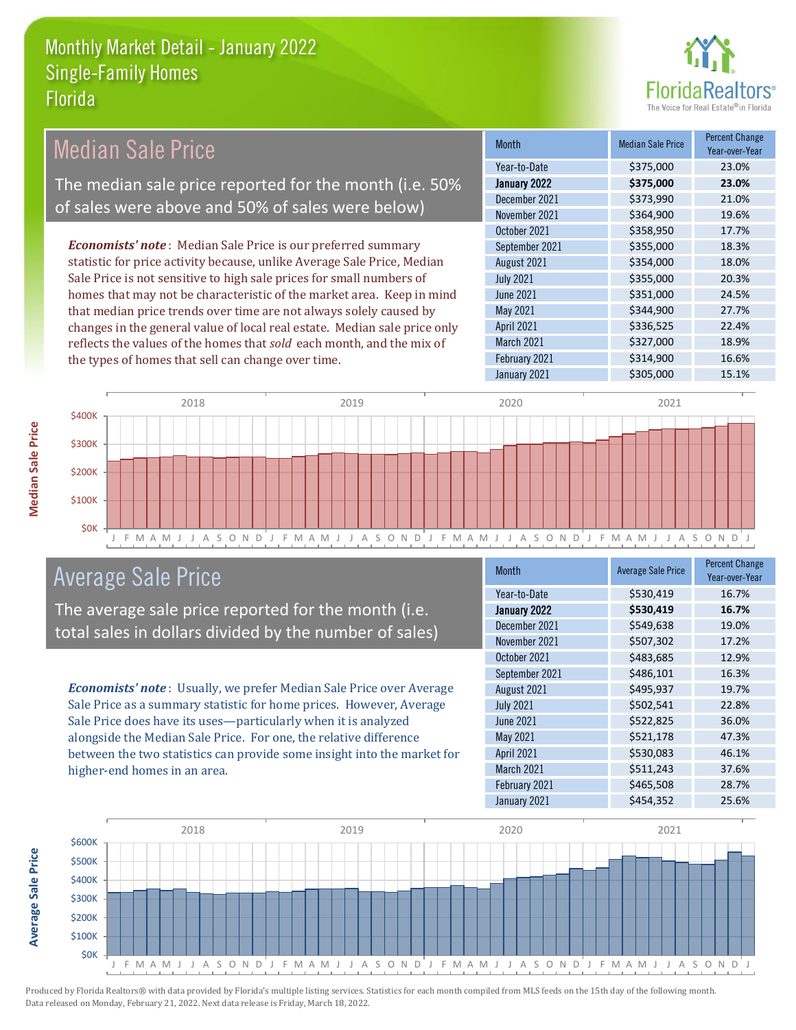# Monthly Market Detail - January 2022
## Single-Family Homes
## Florida

## Median Sale Price

The median sale price reported for the month (i.e. 50% of sales were above and 50% of sales were below)

***Economists' note***: Median Sale Price is our preferred summary statistic for price activity because, unlike Average Sale Price, Median Sale Price is not sensitive to high sale prices for small numbers of homes that may not be characteristic of the market area. Keep in mind that median price trends over time are not always solely caused by changes in the general value of local real estate. Median sale price only reflects the values of the homes that *sold* each month, and the mix of the types of homes that sell can change over time.

| Month | Median Sale Price | Percent Change Year-over-Year |
|---|---|---|
| Year-to-Date | $375,000 | 23.0% |
| **January 2022** | **$375,000** | **23.0%** |
| December 2021 | $373,990 | 21.0% |
| November 2021 | $364,900 | 19.6% |
| October 2021 | $358,950 | 17.7% |
| September 2021 | $355,000 | 18.3% |
| August 2021 | $354,000 | 18.0% |
| July 2021 | $355,000 | 20.3% |
| June 2021 | $351,000 | 24.5% |
| May 2021 | $344,900 | 27.7% |
| April 2021 | $336,525 | 22.4% |
| March 2021 | $327,000 | 18.9% |
| February 2021 | $314,900 | 16.6% |
| January 2021 | $305,000 | 15.1% |

## Average Sale Price

The average sale price reported for the month (i.e. total sales in dollars divided by the number of sales)

***Economists' note***: Usually, we prefer Median Sale Price over Average Sale Price as a summary statistic for home prices. However, Average Sale Price does have its uses—particularly when it is analyzed alongside the Median Sale Price. For one, the relative difference between the two statistics can provide some insight into the market for higher-end homes in an area.

| Month | Average Sale Price | Percent Change Year-over-Year |
|---|---|---|
| Year-to-Date | $530,419 | 16.7% |
| **January 2022** | **$530,419** | **16.7%** |
| December 2021 | $549,638 | 19.0% |
| November 2021 | $507,302 | 17.2% |
| October 2021 | $483,685 | 12.9% |
| September 2021 | $486,101 | 16.3% |
| August 2021 | $495,937 | 19.7% |
| July 2021 | $502,541 | 22.8% |
| June 2021 | $522,825 | 36.0% |
| May 2021 | $521,178 | 47.3% |
| April 2021 | $530,083 | 46.1% |
| March 2021 | $511,243 | 37.6% |
| February 2021 | $465,508 | 28.7% |
| January 2021 | $454,352 | 25.6% |

Produced by Florida Realtors® with data provided by Florida's multiple listing services. Statistics for each month compiled from MLS feeds on the 15th day of the following month. Data released on Monday, February 21, 2022. Next data release is Friday, March 18, 2022.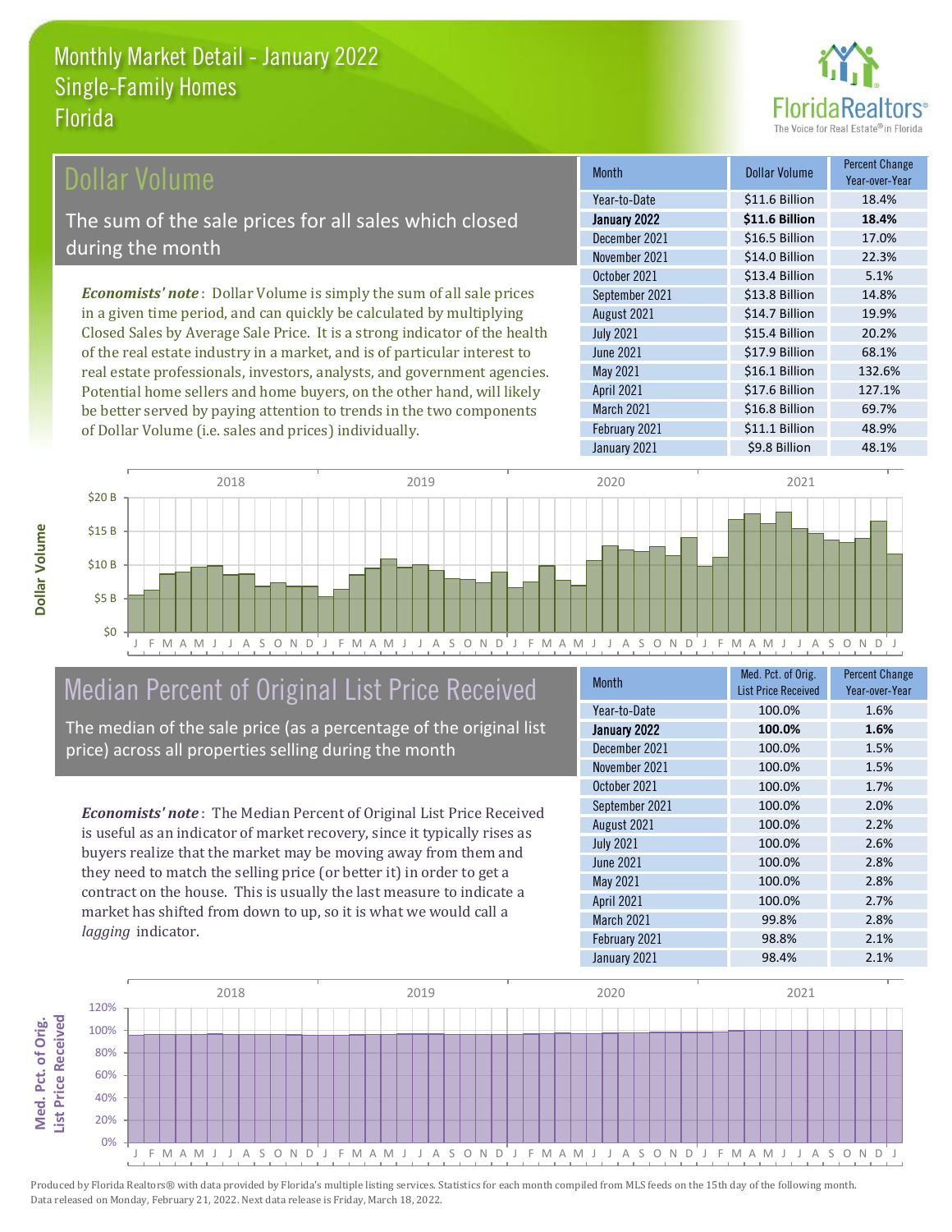# Monthly Market Detail - January 2022
## Single-Family Homes
## Florida

## Dollar Volume

The sum of the sale prices for all sales which closed during the month

*Economists' note*: Dollar Volume is simply the sum of all sale prices in a given time period, and can quickly be calculated by multiplying Closed Sales by Average Sale Price. It is a strong indicator of the health of the real estate industry in a market, and is of particular interest to real estate professionals, investors, analysts, and government agencies. Potential home sellers and home buyers, on the other hand, will likely be better served by paying attention to trends in the two components of Dollar Volume (i.e. sales and prices) individually.

| Month | Dollar Volume | Percent Change Year-over-Year |
|---|---|---|
| Year-to-Date | $11.6 Billion | 18.4% |
| **January 2022** | **$11.6 Billion** | **18.4%** |
| December 2021 | $16.5 Billion | 17.0% |
| November 2021 | $14.0 Billion | 22.3% |
| October 2021 | $13.4 Billion | 5.1% |
| September 2021 | $13.8 Billion | 14.8% |
| August 2021 | $14.7 Billion | 19.9% |
| July 2021 | $15.4 Billion | 20.2% |
| June 2021 | $17.9 Billion | 68.1% |
| May 2021 | $16.1 Billion | 132.6% |
| April 2021 | $17.6 Billion | 127.1% |
| March 2021 | $16.8 Billion | 69.7% |
| February 2021 | $11.1 Billion | 48.9% |
| January 2021 | $9.8 Billion | 48.1% |

## Median Percent of Original List Price Received

The median of the sale price (as a percentage of the original list price) across all properties selling during the month

*Economists' note*: The Median Percent of Original List Price Received is useful as an indicator of market recovery, since it typically rises as buyers realize that the market may be moving away from them and they need to match the selling price (or better it) in order to get a contract on the house. This is usually the last measure to indicate a market has shifted from down to up, so it is what we would call a *lagging* indicator.

| Month | Med. Pct. of Orig. List Price Received | Percent Change Year-over-Year |
|---|---|---|
| Year-to-Date | 100.0% | 1.6% |
| **January 2022** | **100.0%** | **1.6%** |
| December 2021 | 100.0% | 1.5% |
| November 2021 | 100.0% | 1.5% |
| October 2021 | 100.0% | 1.7% |
| September 2021 | 100.0% | 2.0% |
| August 2021 | 100.0% | 2.2% |
| July 2021 | 100.0% | 2.6% |
| June 2021 | 100.0% | 2.8% |
| May 2021 | 100.0% | 2.8% |
| April 2021 | 100.0% | 2.7% |
| March 2021 | 99.8% | 2.8% |
| February 2021 | 98.8% | 2.1% |
| January 2021 | 98.4% | 2.1% |

Produced by Florida Realtors® with data provided by Florida's multiple listing services. Statistics for each month compiled from MLS feeds on the 15th day of the following month. Data released on Monday, February 21, 2022. Next data release is Friday, March 18, 2022.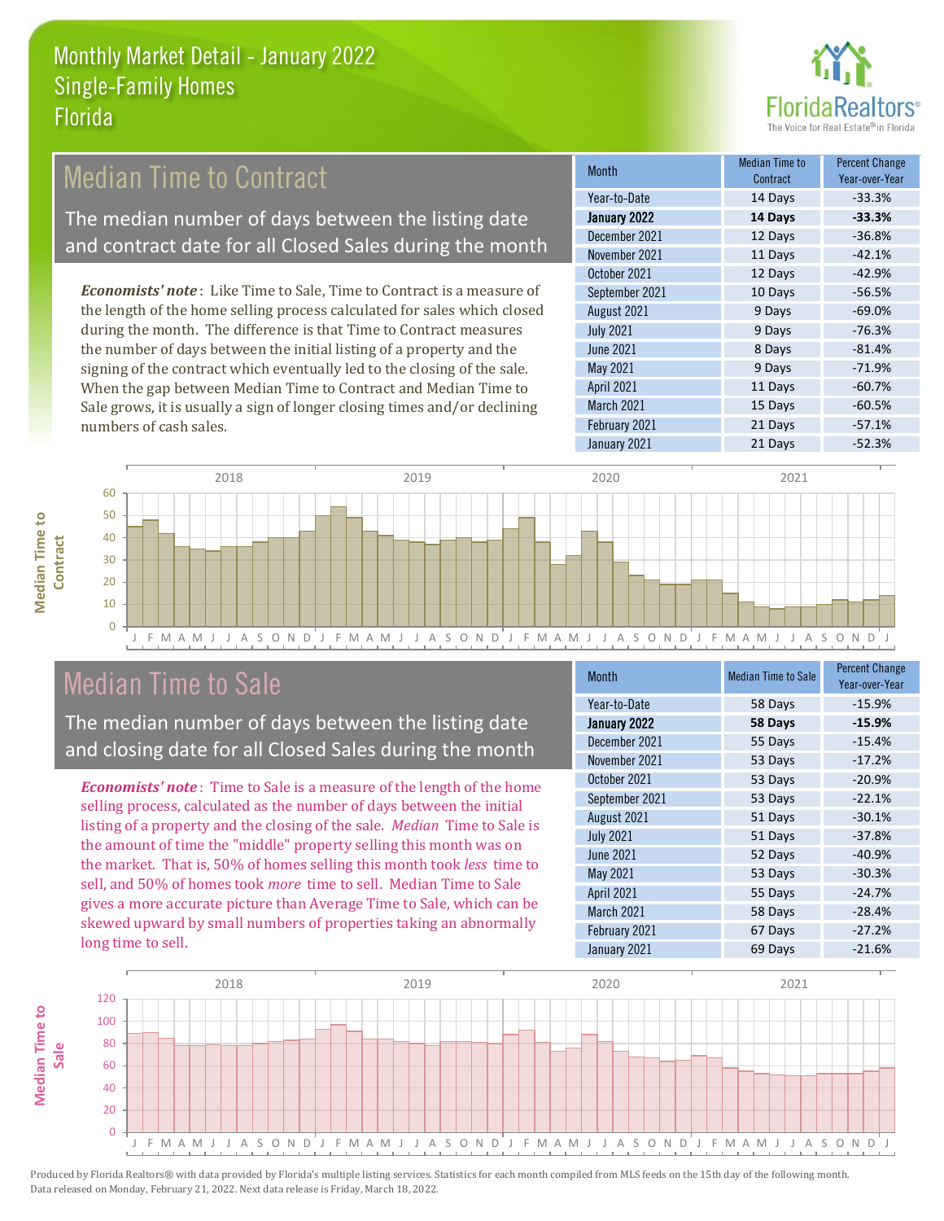# Monthly Market Detail - January 2022
## Single-Family Homes
## Florida

## Median Time to Contract

The median number of days between the listing date and contract date for all Closed Sales during the month

*Economists' note*: Like Time to Sale, Time to Contract is a measure of the length of the home selling process calculated for sales which closed during the month. The difference is that Time to Contract measures the number of days between the initial listing of a property and the signing of the contract which eventually led to the closing of the sale. When the gap between Median Time to Contract and Median Time to Sale grows, it is usually a sign of longer closing times and/or declining numbers of cash sales.

| Month | Median Time to Contract | Percent Change Year-over-Year |
|---|---|---|
| Year-to-Date | 14 Days | -33.3% |
| **January 2022** | **14 Days** | **-33.3%** |
| December 2021 | 12 Days | -36.8% |
| November 2021 | 11 Days | -42.1% |
| October 2021 | 12 Days | -42.9% |
| September 2021 | 10 Days | -56.5% |
| August 2021 | 9 Days | -69.0% |
| July 2021 | 9 Days | -76.3% |
| June 2021 | 8 Days | -81.4% |
| May 2021 | 9 Days | -71.9% |
| April 2021 | 11 Days | -60.7% |
| March 2021 | 15 Days | -60.5% |
| February 2021 | 21 Days | -57.1% |
| January 2021 | 21 Days | -52.3% |

## Median Time to Sale

The median number of days between the listing date and closing date for all Closed Sales during the month

*Economists' note*: Time to Sale is a measure of the length of the home selling process, calculated as the number of days between the initial listing of a property and the closing of the sale. *Median* Time to Sale is the amount of time the "middle" property selling this month was on the market. That is, 50% of homes selling this month took *less* time to sell, and 50% of homes took *more* time to sell. Median Time to Sale gives a more accurate picture than Average Time to Sale, which can be skewed upward by small numbers of properties taking an abnormally long time to sell.

| Month | Median Time to Sale | Percent Change Year-over-Year |
|---|---|---|
| Year-to-Date | 58 Days | -15.9% |
| **January 2022** | **58 Days** | **-15.9%** |
| December 2021 | 55 Days | -15.4% |
| November 2021 | 53 Days | -17.2% |
| October 2021 | 53 Days | -20.9% |
| September 2021 | 53 Days | -22.1% |
| August 2021 | 51 Days | -30.1% |
| July 2021 | 51 Days | -37.8% |
| June 2021 | 52 Days | -40.9% |
| May 2021 | 53 Days | -30.3% |
| April 2021 | 55 Days | -24.7% |
| March 2021 | 58 Days | -28.4% |
| February 2021 | 67 Days | -27.2% |
| January 2021 | 69 Days | -21.6% |

Produced by Florida Realtors® with data provided by Florida's multiple listing services. Statistics for each month compiled from MLS feeds on the 15th day of the following month. Data released on Monday, February 21, 2022. Next data release is Friday, March 18, 2022.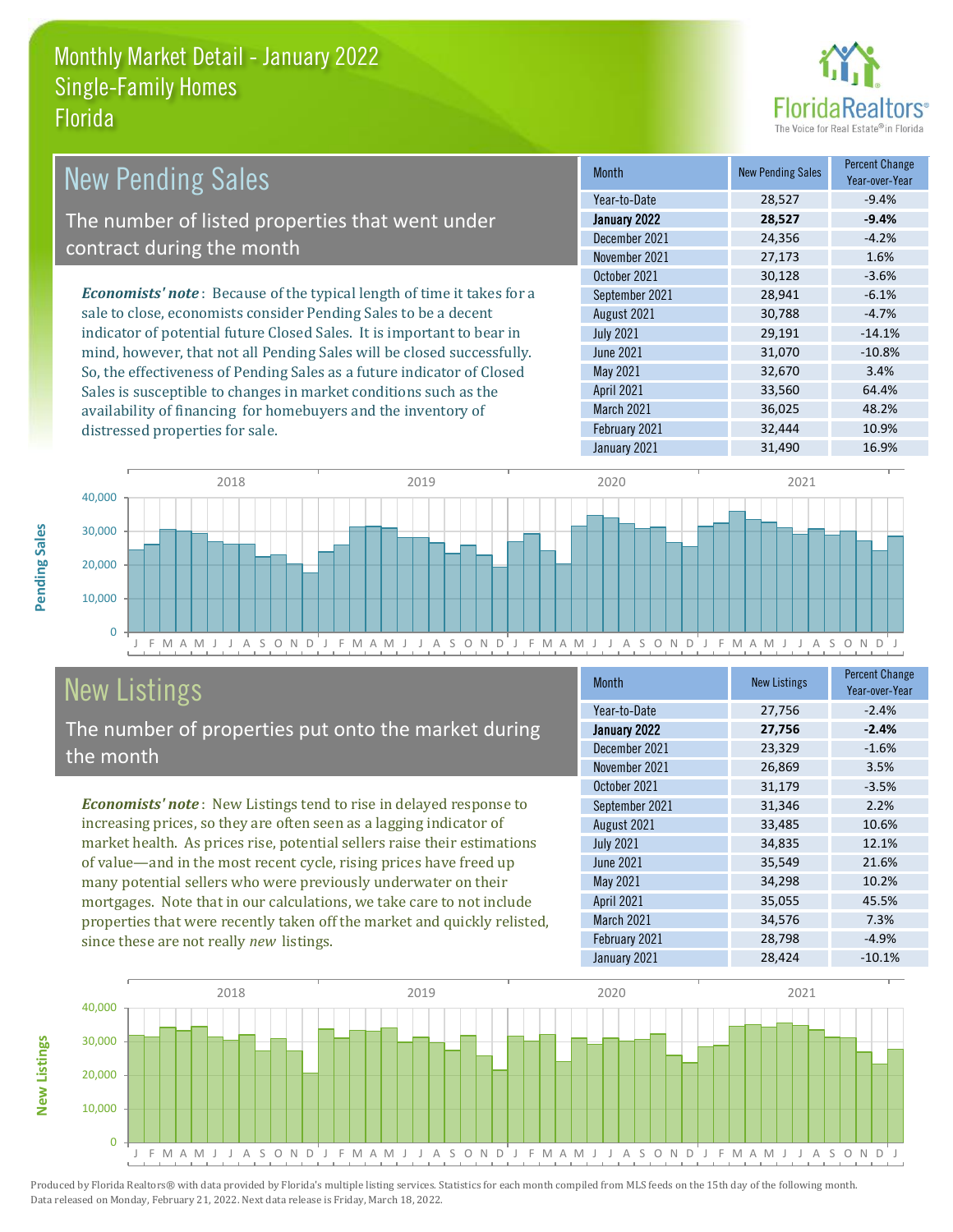# Monthly Market Detail - January 2022
## Single-Family Homes
## Florida

## New Pending Sales

The number of listed properties that went under contract during the month

***Economists' note***: Because of the typical length of time it takes for a sale to close, economists consider Pending Sales to be a decent indicator of potential future Closed Sales. It is important to bear in mind, however, that not all Pending Sales will be closed successfully. So, the effectiveness of Pending Sales as a future indicator of Closed Sales is susceptible to changes in market conditions such as the availability of financing for homebuyers and the inventory of distressed properties for sale.

| Month | New Pending Sales | Percent Change Year-over-Year |
|---|---|---|
| Year-to-Date | 28,527 | -9.4% |
| **January 2022** | **28,527** | **-9.4%** |
| December 2021 | 24,356 | -4.2% |
| November 2021 | 27,173 | 1.6% |
| October 2021 | 30,128 | -3.6% |
| September 2021 | 28,941 | -6.1% |
| August 2021 | 30,788 | -4.7% |
| July 2021 | 29,191 | -14.1% |
| June 2021 | 31,070 | -10.8% |
| May 2021 | 32,670 | 3.4% |
| April 2021 | 33,560 | 64.4% |
| March 2021 | 36,025 | 48.2% |
| February 2021 | 32,444 | 10.9% |
| January 2021 | 31,490 | 16.9% |

## New Listings

The number of properties put onto the market during the month

***Economists' note***: New Listings tend to rise in delayed response to increasing prices, so they are often seen as a lagging indicator of market health. As prices rise, potential sellers raise their estimations of value—and in the most recent cycle, rising prices have freed up many potential sellers who were previously underwater on their mortgages. Note that in our calculations, we take care to not include properties that were recently taken off the market and quickly relisted, since these are not really *new* listings.

| Month | New Listings | Percent Change Year-over-Year |
|---|---|---|
| Year-to-Date | 27,756 | -2.4% |
| **January 2022** | **27,756** | **-2.4%** |
| December 2021 | 23,329 | -1.6% |
| November 2021 | 26,869 | 3.5% |
| October 2021 | 31,179 | -3.5% |
| September 2021 | 31,346 | 2.2% |
| August 2021 | 33,485 | 10.6% |
| July 2021 | 34,835 | 12.1% |
| June 2021 | 35,549 | 21.6% |
| May 2021 | 34,298 | 10.2% |
| April 2021 | 35,055 | 45.5% |
| March 2021 | 34,576 | 7.3% |
| February 2021 | 28,798 | -4.9% |
| January 2021 | 28,424 | -10.1% |

Produced by Florida Realtors® with data provided by Florida's multiple listing services. Statistics for each month compiled from MLS feeds on the 15th day of the following month. Data released on Monday, February 21, 2022. Next data release is Friday, March 18, 2022.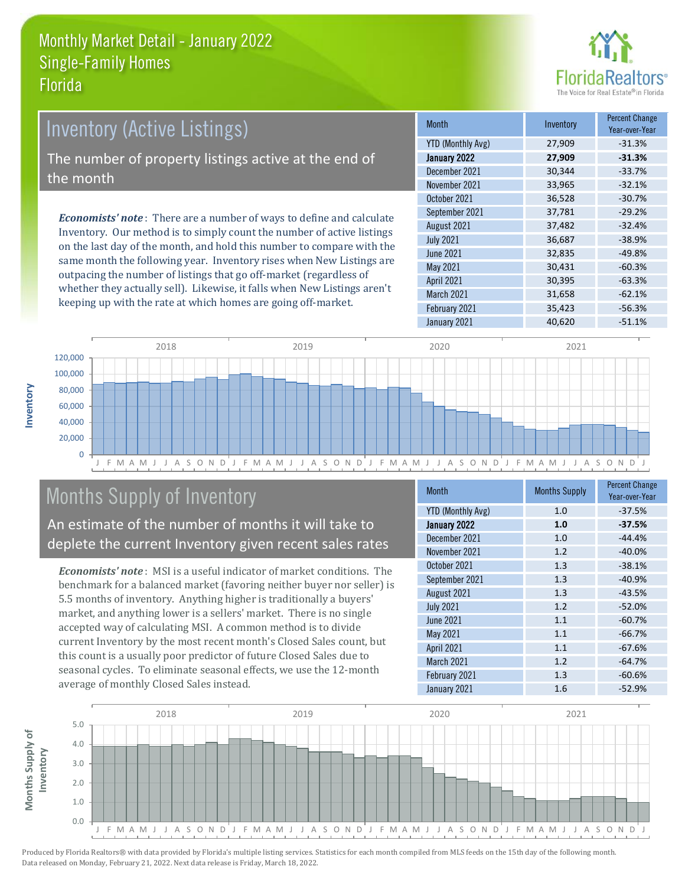# Monthly Market Detail - January 2022
## Single-Family Homes
## Florida

## Inventory (Active Listings)

The number of property listings active at the end of the month

*Economists' note*: There are a number of ways to define and calculate Inventory. Our method is to simply count the number of active listings on the last day of the month, and hold this number to compare with the same month the following year. Inventory rises when New Listings are outpacing the number of listings that go off-market (regardless of whether they actually sell). Likewise, it falls when New Listings aren't keeping up with the rate at which homes are going off-market.

| Month | Inventory | Percent Change Year-over-Year |
|---|---|---|
| YTD (Monthly Avg) | 27,909 | -31.3% |
| **January 2022** | **27,909** | **-31.3%** |
| December 2021 | 30,344 | -33.7% |
| November 2021 | 33,965 | -32.1% |
| October 2021 | 36,528 | -30.7% |
| September 2021 | 37,781 | -29.2% |
| August 2021 | 37,482 | -32.4% |
| July 2021 | 36,687 | -38.9% |
| June 2021 | 32,835 | -49.8% |
| May 2021 | 30,431 | -60.3% |
| April 2021 | 30,395 | -63.3% |
| March 2021 | 31,658 | -62.1% |
| February 2021 | 35,423 | -56.3% |
| January 2021 | 40,620 | -51.1% |

## Months Supply of Inventory

An estimate of the number of months it will take to deplete the current Inventory given recent sales rates

*Economists' note*: MSI is a useful indicator of market conditions. The benchmark for a balanced market (favoring neither buyer nor seller) is 5.5 months of inventory. Anything higher is traditionally a buyers' market, and anything lower is a sellers' market. There is no single accepted way of calculating MSI. A common method is to divide current Inventory by the most recent month's Closed Sales count, but this count is a usually poor predictor of future Closed Sales due to seasonal cycles. To eliminate seasonal effects, we use the 12-month average of monthly Closed Sales instead.

| Month | Months Supply | Percent Change Year-over-Year |
|---|---|---|
| YTD (Monthly Avg) | 1.0 | -37.5% |
| **January 2022** | **1.0** | **-37.5%** |
| December 2021 | 1.0 | -44.4% |
| November 2021 | 1.2 | -40.0% |
| October 2021 | 1.3 | -38.1% |
| September 2021 | 1.3 | -40.9% |
| August 2021 | 1.3 | -43.5% |
| July 2021 | 1.2 | -52.0% |
| June 2021 | 1.1 | -60.7% |
| May 2021 | 1.1 | -66.7% |
| April 2021 | 1.1 | -67.6% |
| March 2021 | 1.2 | -64.7% |
| February 2021 | 1.3 | -60.6% |
| January 2021 | 1.6 | -52.9% |

Produced by Florida Realtors® with data provided by Florida's multiple listing services. Statistics for each month compiled from MLS feeds on the 15th day of the following month. Data released on Monday, February 21, 2022. Next data release is Friday, March 18, 2022.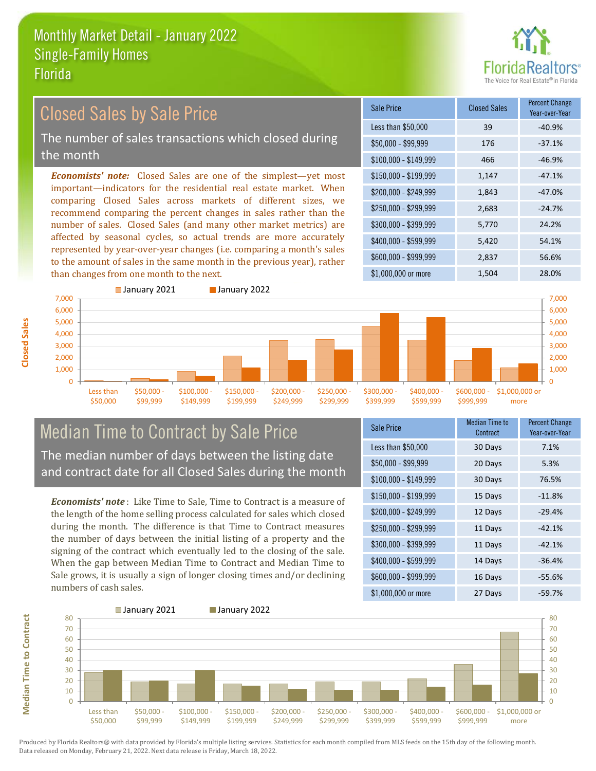# Monthly Market Detail - January 2022
## Single-Family Homes
## Florida

## Closed Sales by Sale Price

The number of sales transactions which closed during the month

***Economists' note:*** Closed Sales are one of the simplest—yet most important—indicators for the residential real estate market. When comparing Closed Sales across markets of different sizes, we recommend comparing the percent changes in sales rather than the number of sales. Closed Sales (and many other market metrics) are affected by seasonal cycles, so actual trends are more accurately represented by year-over-year changes (i.e. comparing a month's sales to the amount of sales in the same month in the previous year), rather than changes from one month to the next.

| Sale Price | Closed Sales | Percent Change Year-over-Year |
|---|---|---|
| Less than $50,000 | 39 | -40.9% |
| $50,000 - $99,999 | 176 | -37.1% |
| $100,000 - $149,999 | 466 | -46.9% |
| $150,000 - $199,999 | 1,147 | -47.1% |
| $200,000 - $249,999 | 1,843 | -47.0% |
| $250,000 - $299,999 | 2,683 | -24.7% |
| $300,000 - $399,999 | 5,770 | 24.2% |
| $400,000 - $599,999 | 5,420 | 54.1% |
| $600,000 - $999,999 | 2,837 | 56.6% |
| $1,000,000 or more | 1,504 | 28.0% |

## Median Time to Contract by Sale Price

The median number of days between the listing date and contract date for all Closed Sales during the month

***Economists' note*** : Like Time to Sale, Time to Contract is a measure of the length of the home selling process calculated for sales which closed during the month. The difference is that Time to Contract measures the number of days between the initial listing of a property and the signing of the contract which eventually led to the closing of the sale. When the gap between Median Time to Contract and Median Time to Sale grows, it is usually a sign of longer closing times and/or declining numbers of cash sales.

| Sale Price | Median Time to Contract | Percent Change Year-over-Year |
|---|---|---|
| Less than $50,000 | 30 Days | 7.1% |
| $50,000 - $99,999 | 20 Days | 5.3% |
| $100,000 - $149,999 | 30 Days | 76.5% |
| $150,000 - $199,999 | 15 Days | -11.8% |
| $200,000 - $249,999 | 12 Days | -29.4% |
| $250,000 - $299,999 | 11 Days | -42.1% |
| $300,000 - $399,999 | 11 Days | -42.1% |
| $400,000 - $599,999 | 14 Days | -36.4% |
| $600,000 - $999,999 | 16 Days | -55.6% |
| $1,000,000 or more | 27 Days | -59.7% |

Produced by Florida Realtors® with data provided by Florida's multiple listing services. Statistics for each month compiled from MLS feeds on the 15th day of the following month. Data released on Monday, February 21, 2022. Next data release is Friday, March 18, 2022.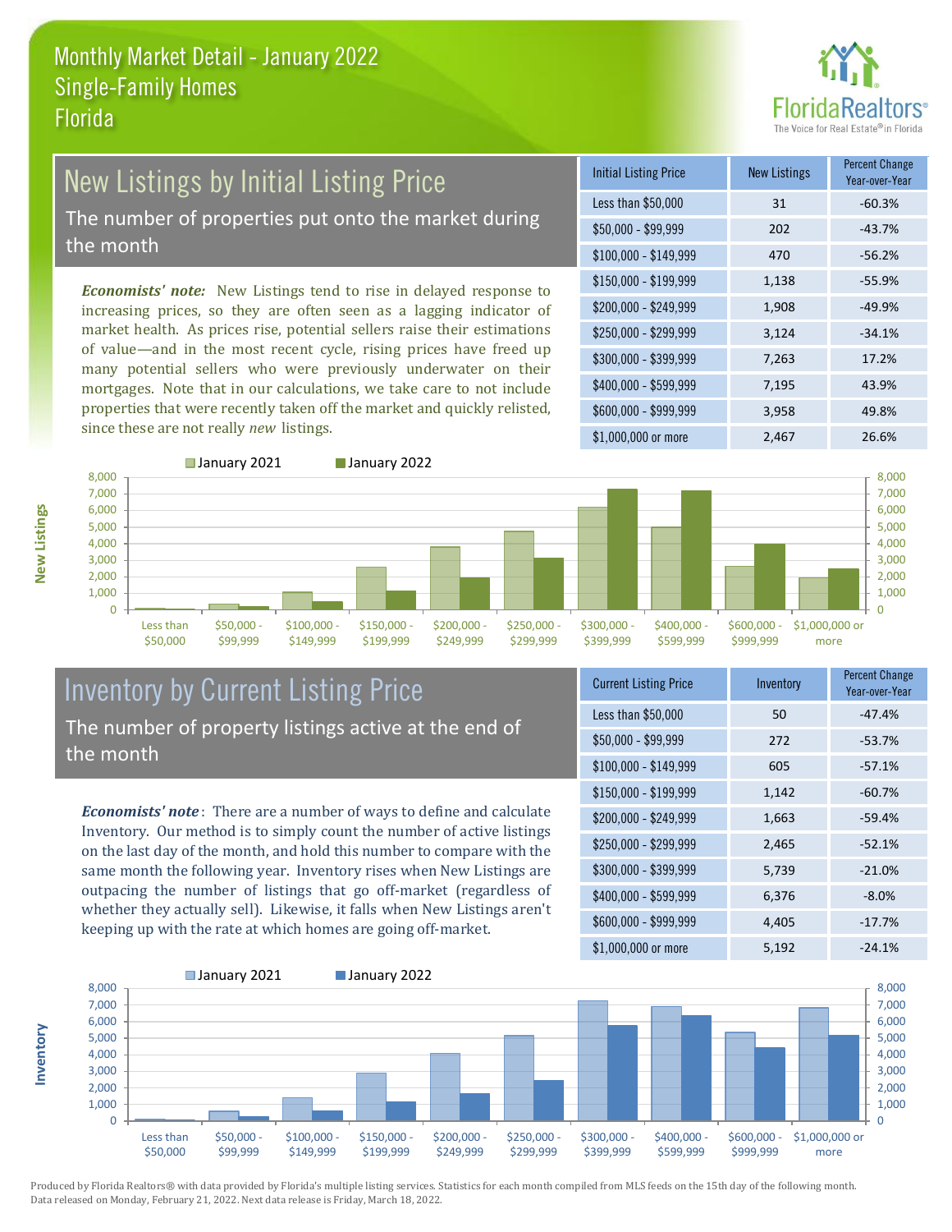# Monthly Market Detail - January 2022
## Single-Family Homes
## Florida

FloridaRealtors® The Voice for Real Estate® in Florida

## New Listings by Initial Listing Price

The number of properties put onto the market during the month

*Economists' note:* New Listings tend to rise in delayed response to increasing prices, so they are often seen as a lagging indicator of market health. As prices rise, potential sellers raise their estimations of value—and in the most recent cycle, rising prices have freed up many potential sellers who were previously underwater on their mortgages. Note that in our calculations, we take care to not include properties that were recently taken off the market and quickly relisted, since these are not really *new* listings.

| Initial Listing Price | New Listings | Percent Change Year-over-Year |
|---|---|---|
| Less than $50,000 | 31 | -60.3% |
| $50,000 - $99,999 | 202 | -43.7% |
| $100,000 - $149,999 | 470 | -56.2% |
| $150,000 - $199,999 | 1,138 | -55.9% |
| $200,000 - $249,999 | 1,908 | -49.9% |
| $250,000 - $299,999 | 3,124 | -34.1% |
| $300,000 - $399,999 | 7,263 | 17.2% |
| $400,000 - $599,999 | 7,195 | 43.9% |
| $600,000 - $999,999 | 3,958 | 49.8% |
| $1,000,000 or more | 2,467 | 26.6% |

## Inventory by Current Listing Price

The number of property listings active at the end of the month

*Economists' note*: There are a number of ways to define and calculate Inventory. Our method is to simply count the number of active listings on the last day of the month, and hold this number to compare with the same month the following year. Inventory rises when New Listings are outpacing the number of listings that go off-market (regardless of whether they actually sell). Likewise, it falls when New Listings aren't keeping up with the rate at which homes are going off-market.

| Current Listing Price | Inventory | Percent Change Year-over-Year |
|---|---|---|
| Less than $50,000 | 50 | -47.4% |
| $50,000 - $99,999 | 272 | -53.7% |
| $100,000 - $149,999 | 605 | -57.1% |
| $150,000 - $199,999 | 1,142 | -60.7% |
| $200,000 - $249,999 | 1,663 | -59.4% |
| $250,000 - $299,999 | 2,465 | -52.1% |
| $300,000 - $399,999 | 5,739 | -21.0% |
| $400,000 - $599,999 | 6,376 | -8.0% |
| $600,000 - $999,999 | 4,405 | -17.7% |
| $1,000,000 or more | 5,192 | -24.1% |

Produced by Florida Realtors® with data provided by Florida's multiple listing services. Statistics for each month compiled from MLS feeds on the 15th day of the following month. Data released on Monday, February 21, 2022. Next data release is Friday, March 18, 2022.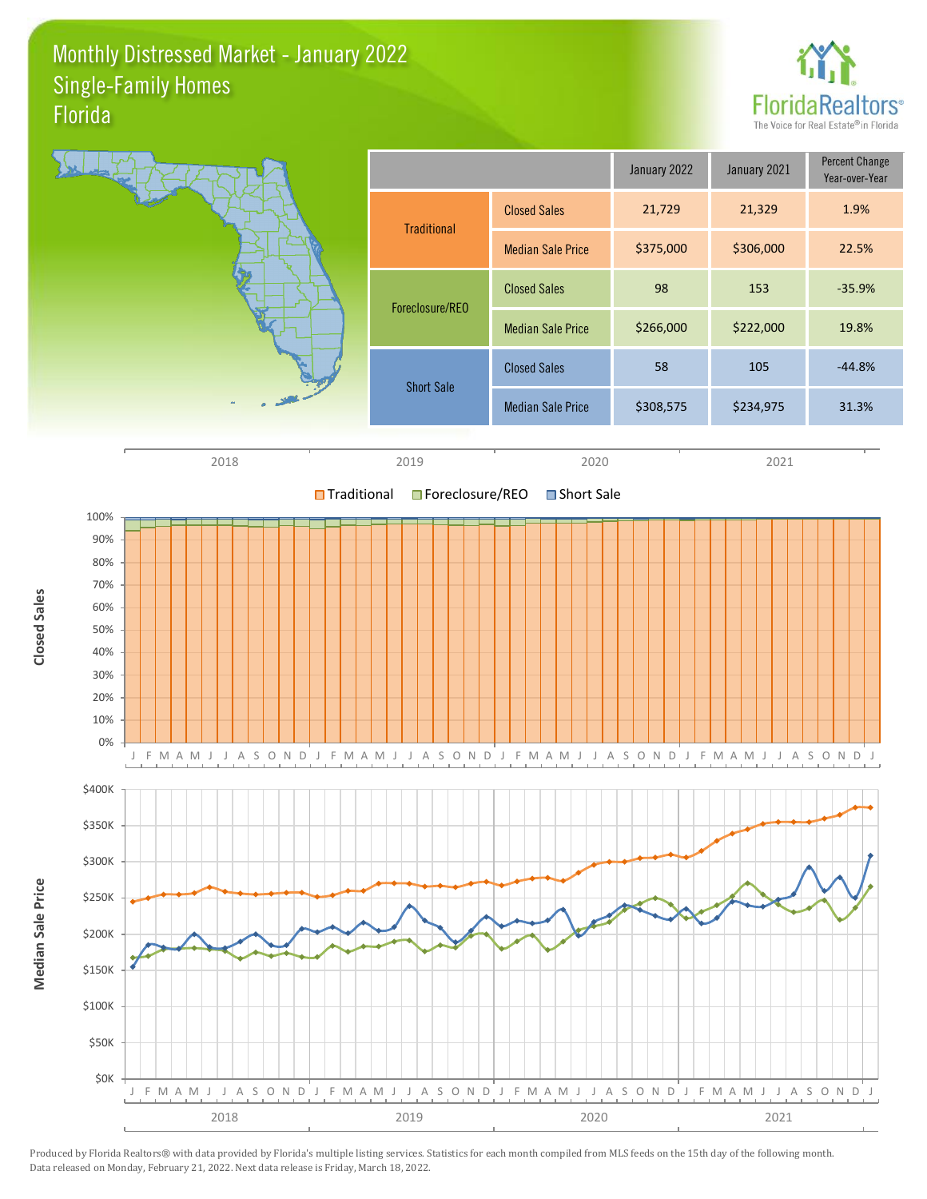# Monthly Distressed Market - January 2022
## Single-Family Homes
## Florida

FloridaRealtors®
The Voice for Real Estate® in Florida

| | | January 2022 | January 2021 | Percent Change Year-over-Year |
|---|---|---|---|---|
| Traditional | Closed Sales | 21,729 | 21,329 | 1.9% |
| | Median Sale Price | $375,000 | $306,000 | 22.5% |
| Foreclosure/REO | Closed Sales | 98 | 153 | -35.9% |
| | Median Sale Price | $266,000 | $222,000 | 19.8% |
| Short Sale | Closed Sales | 58 | 105 | -44.8% |
| | Median Sale Price | $308,575 | $234,975 | 31.3% |

2018 2019 2020 2021

Traditional Foreclosure/REO Short Sale

Closed Sales

100% 90% 80% 70% 60% 50% 40% 30% 20% 10% 0%

J F M A M J J A S O N D J F M A M J J A S O N D J F M A M J J A S O N D J F M A M J J A S O N D J

Median Sale Price

$400K $350K $300K $250K $200K $150K $100K $50K $0K

J F M A M J J A S O N D J F M A M J J A S O N D J F M A M J J A S O N D J F M A M J J A S O N D J

2018 2019 2020 2021

Produced by Florida Realtors® with data provided by Florida's multiple listing services. Statistics for each month compiled from MLS feeds on the 15th day of the following month.
Data released on Monday, February 21, 2022. Next data release is Friday, March 18, 2022.